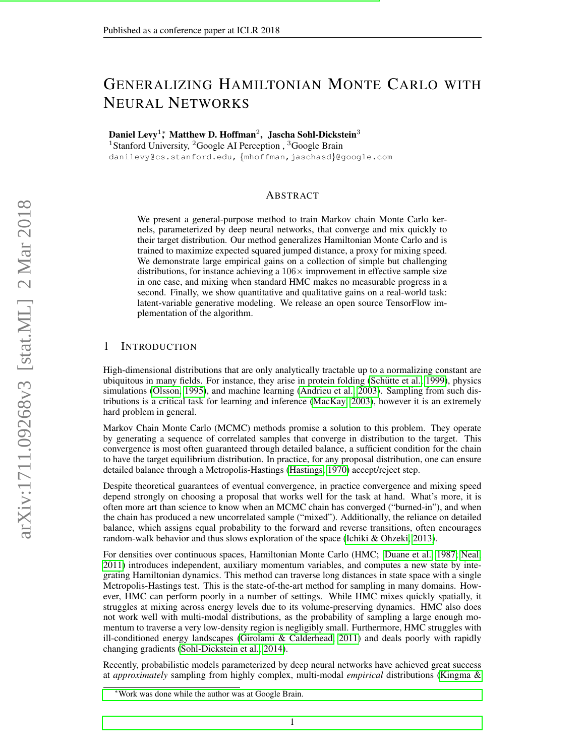# GENERALIZING HAMILTONIAN MONTE CARLO WITH NEURAL NETWORKS

**Daniel Levy**[1]*, **Matthew D. Hoffman**[2], **Jascha Sohl-Dickstein**[3]
[1]Stanford University, [2]Google AI Perception , [3]Google Brain
danilevy@cs.stanford.edu, {mhoffman,jaschasd}@google.com

## ABSTRACT

We present a general-purpose method to train Markov chain Monte Carlo kernels, parameterized by deep neural networks, that converge and mix quickly to their target distribution. Our method generalizes Hamiltonian Monte Carlo and is trained to maximize expected squared jumped distance, a proxy for mixing speed. We demonstrate large empirical gains on a collection of simple but challenging distributions, for instance achieving a $106\times$ improvement in effective sample size in one case, and mixing when standard HMC makes no measurable progress in a second. Finally, we show quantitative and qualitative gains on a real-world task: latent-variable generative modeling. We release an open source TensorFlow implementation of the algorithm.

## 1 INTRODUCTION

High-dimensional distributions that are only analytically tractable up to a normalizing constant are ubiquitous in many fields. For instance, they arise in protein folding (Schütte et al., 1999), physics simulations (Olsson, 1995), and machine learning (Andrieu et al., 2003). Sampling from such distributions is a critical task for learning and inference (MacKay, 2003), however it is an extremely hard problem in general.

Markov Chain Monte Carlo (MCMC) methods promise a solution to this problem. They operate by generating a sequence of correlated samples that converge in distribution to the target. This convergence is most often guaranteed through detailed balance, a sufficient condition for the chain to have the target equilibrium distribution. In practice, for any proposal distribution, one can ensure detailed balance through a Metropolis-Hastings (Hastings, 1970) accept/reject step.

Despite theoretical guarantees of eventual convergence, in practice convergence and mixing speed depend strongly on choosing a proposal that works well for the task at hand. What's more, it is often more art than science to know when an MCMC chain has converged ("burned-in"), and when the chain has produced a new uncorrelated sample ("mixed"). Additionally, the reliance on detailed balance, which assigns equal probability to the forward and reverse transitions, often encourages random-walk behavior and thus slows exploration of the space (Ichiki & Ohzeki, 2013).

For densities over continuous spaces, Hamiltonian Monte Carlo (HMC; Duane et al., 1987; Neal, 2011) introduces independent, auxiliary momentum variables, and computes a new state by integrating Hamiltonian dynamics. This method can traverse long distances in state space with a single Metropolis-Hastings test. This is the state-of-the-art method for sampling in many domains. However, HMC can perform poorly in a number of settings. While HMC mixes quickly spatially, it struggles at mixing across energy levels due to its volume-preserving dynamics. HMC also does not work well with multi-modal distributions, as the probability of sampling a large enough momentum to traverse a very low-density region is negligibly small. Furthermore, HMC struggles with ill-conditioned energy landscapes (Girolami & Calderhead, 2011) and deals poorly with rapidly changing gradients (Sohl-Dickstein et al., 2014).

Recently, probabilistic models parameterized by deep neural networks have achieved great success at *approximately* sampling from highly complex, multi-modal *empirical* distributions (Kingma &

*Work was done while the author was at Google Brain.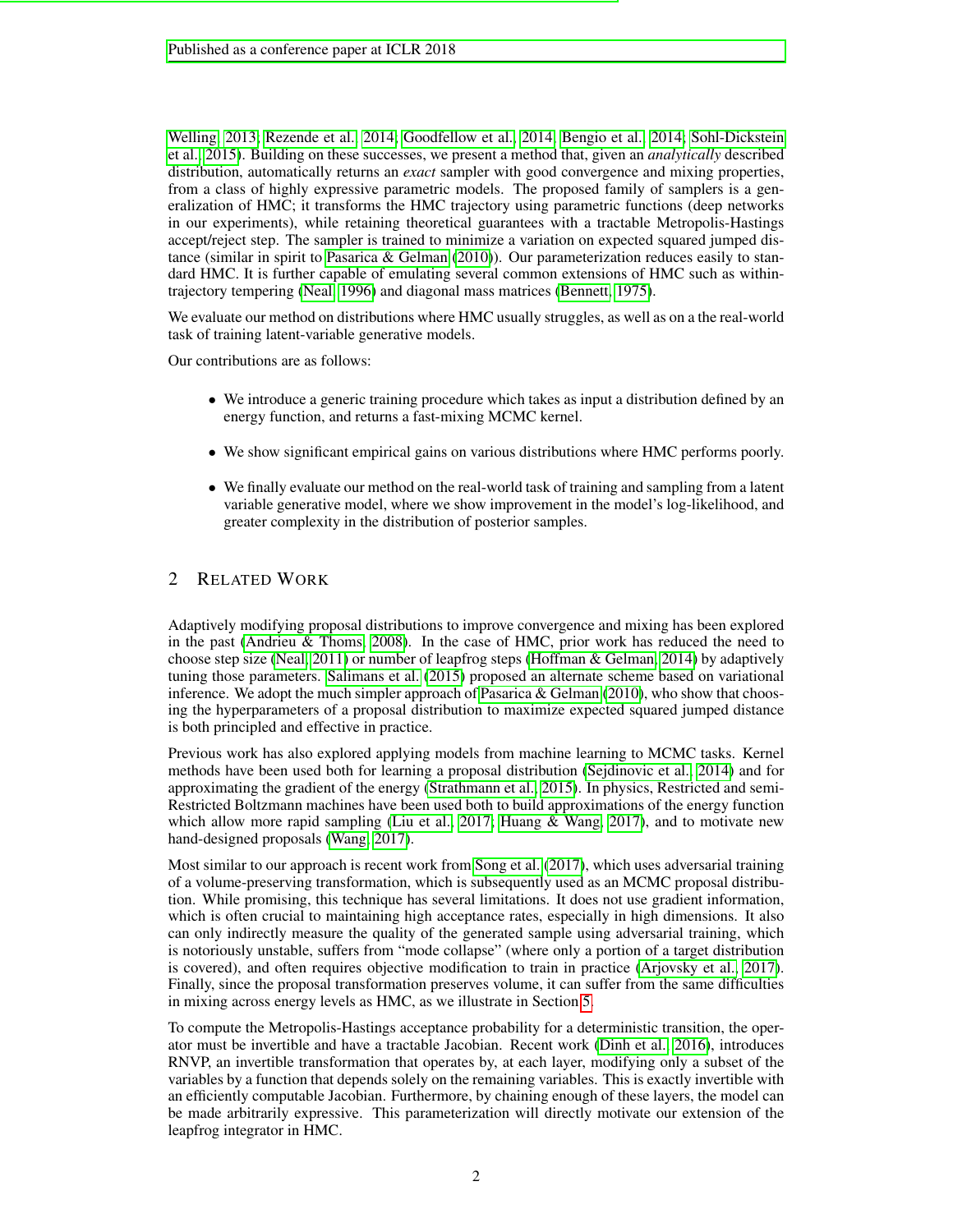Welling, 2013; Rezende et al., 2014; Goodfellow et al., 2014; Bengio et al., 2014; Sohl-Dickstein et al., 2015). Building on these successes, we present a method that, given an *analytically* described distribution, automatically returns an *exact* sampler with good convergence and mixing properties, from a class of highly expressive parametric models. The proposed family of samplers is a generalization of HMC; it transforms the HMC trajectory using parametric functions (deep networks in our experiments), while retaining theoretical guarantees with a tractable Metropolis-Hastings accept/reject step. The sampler is trained to minimize a variation on expected squared jumped distance (similar in spirit to Pasarica & Gelman (2010)). Our parameterization reduces easily to standard HMC. It is further capable of emulating several common extensions of HMC such as within-trajectory tempering (Neal, 1996) and diagonal mass matrices (Bennett, 1975).

We evaluate our method on distributions where HMC usually struggles, as well as on a the real-world task of training latent-variable generative models.

Our contributions are as follows:

- We introduce a generic training procedure which takes as input a distribution defined by an energy function, and returns a fast-mixing MCMC kernel.
- We show significant empirical gains on various distributions where HMC performs poorly.
- We finally evaluate our method on the real-world task of training and sampling from a latent variable generative model, where we show improvement in the model's log-likelihood, and greater complexity in the distribution of posterior samples.

## 2 Related Work

Adaptively modifying proposal distributions to improve convergence and mixing has been explored in the past (Andrieu & Thoms, 2008). In the case of HMC, prior work has reduced the need to choose step size (Neal, 2011) or number of leapfrog steps (Hoffman & Gelman, 2014) by adaptively tuning those parameters. Salimans et al. (2015) proposed an alternate scheme based on variational inference. We adopt the much simpler approach of Pasarica & Gelman (2010), who show that choosing the hyperparameters of a proposal distribution to maximize expected squared jumped distance is both principled and effective in practice.

Previous work has also explored applying models from machine learning to MCMC tasks. Kernel methods have been used both for learning a proposal distribution (Sejdinovic et al., 2014) and for approximating the gradient of the energy (Strathmann et al., 2015). In physics, Restricted and semi-Restricted Boltzmann machines have been used both to build approximations of the energy function which allow more rapid sampling (Liu et al., 2017; Huang & Wang, 2017), and to motivate new hand-designed proposals (Wang, 2017).

Most similar to our approach is recent work from Song et al. (2017), which uses adversarial training of a volume-preserving transformation, which is subsequently used as an MCMC proposal distribution. While promising, this technique has several limitations. It does not use gradient information, which is often crucial to maintaining high acceptance rates, especially in high dimensions. It also can only indirectly measure the quality of the generated sample using adversarial training, which is notoriously unstable, suffers from "mode collapse" (where only a portion of a target distribution is covered), and often requires objective modification to train in practice (Arjovsky et al., 2017). Finally, since the proposal transformation preserves volume, it can suffer from the same difficulties in mixing across energy levels as HMC, as we illustrate in Section 5.

To compute the Metropolis-Hastings acceptance probability for a deterministic transition, the operator must be invertible and have a tractable Jacobian. Recent work (Dinh et al., 2016), introduces RNVP, an invertible transformation that operates by, at each layer, modifying only a subset of the variables by a function that depends solely on the remaining variables. This is exactly invertible with an efficiently computable Jacobian. Furthermore, by chaining enough of these layers, the model can be made arbitrarily expressive. This parameterization will directly motivate our extension of the leapfrog integrator in HMC.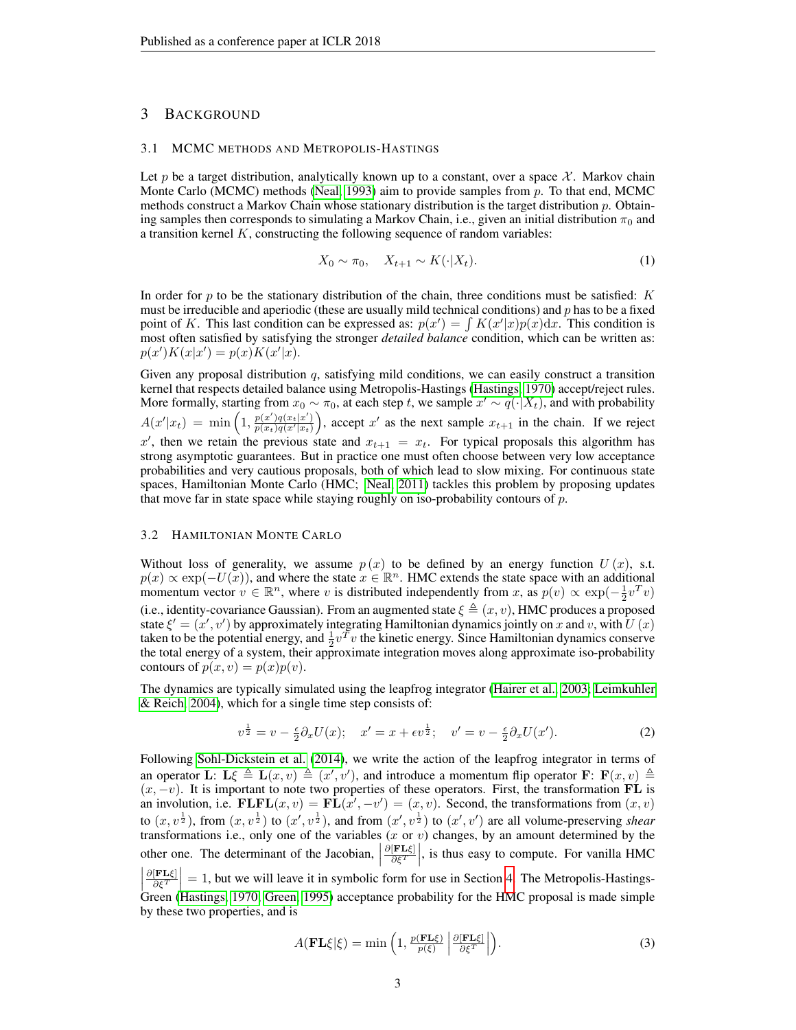## 3 Background

### 3.1 MCMC methods and Metropolis-Hastings

Let $p$ be a target distribution, analytically known up to a constant, over a space $\mathcal{X}$. Markov chain Monte Carlo (MCMC) methods (Neal, 1993) aim to provide samples from $p$. To that end, MCMC methods construct a Markov Chain whose stationary distribution is the target distribution $p$. Obtaining samples then corresponds to simulating a Markov Chain, i.e., given an initial distribution $\pi_0$ and a transition kernel $K$, constructing the following sequence of random variables:

$$X_0 \sim \pi_0, \quad X_{t+1} \sim K(\cdot|X_t). \tag{1}$$

In order for $p$ to be the stationary distribution of the chain, three conditions must be satisfied: $K$ must be irreducible and aperiodic (these are usually mild technical conditions) and $p$ has to be a fixed point of $K$. This last condition can be expressed as: $p(x') = \int K(x'|x)p(x)\mathrm{d}x$. This condition is most often satisfied by satisfying the stronger *detailed balance* condition, which can be written as: $p(x')K(x|x') = p(x)K(x'|x)$.

Given any proposal distribution $q$, satisfying mild conditions, we can easily construct a transition kernel that respects detailed balance using Metropolis-Hastings (Hastings, 1970) accept/reject rules. More formally, starting from $x_0 \sim \pi_0$, at each step $t$, we sample $x' \sim q(\cdot|X_t)$, and with probability $A(x'|x_t) = \min\left(1, \frac{p(x')q(x_t|x')}{p(x_t)q(x'|x_t)}\right)$, accept $x'$ as the next sample $x_{t+1}$ in the chain. If we reject $x'$, then we retain the previous state and $x_{t+1} = x_t$. For typical proposals this algorithm has strong asymptotic guarantees. But in practice one must often choose between very low acceptance probabilities and very cautious proposals, both of which lead to slow mixing. For continuous state spaces, Hamiltonian Monte Carlo (HMC; Neal, 2011) tackles this problem by proposing updates that move far in state space while staying roughly on iso-probability contours of $p$.

### 3.2 Hamiltonian Monte Carlo

Without loss of generality, we assume $p(x)$ to be defined by an energy function $U(x)$, s.t. $p(x) \propto \exp(-U(x))$, and where the state $x \in \mathbb{R}^n$. HMC extends the state space with an additional momentum vector $v \in \mathbb{R}^n$, where $v$ is distributed independently from $x$, as $p(v) \propto \exp(-\frac{1}{2}v^T v)$ (i.e., identity-covariance Gaussian). From an augmented state $\xi \triangleq (x, v)$, HMC produces a proposed state $\xi' = (x', v')$ by approximately integrating Hamiltonian dynamics jointly on $x$ and $v$, with $U(x)$ taken to be the potential energy, and $\frac{1}{2}v^T v$ the kinetic energy. Since Hamiltonian dynamics conserve the total energy of a system, their approximate integration moves along approximate iso-probability contours of $p(x, v) = p(x)p(v)$.

The dynamics are typically simulated using the leapfrog integrator (Hairer et al., 2003; Leimkuhler & Reich, 2004), which for a single time step consists of:

$$v^{\frac{1}{2}} = v - \tfrac{\epsilon}{2}\partial_x U(x); \quad x' = x + \epsilon v^{\frac{1}{2}}; \quad v' = v - \tfrac{\epsilon}{2}\partial_x U(x'). \tag{2}$$

Following Sohl-Dickstein et al. (2014), we write the action of the leapfrog integrator in terms of an operator $\mathbf{L}$: $\mathbf{L}\xi \triangleq \mathbf{L}(x, v) \triangleq (x', v')$, and introduce a momentum flip operator $\mathbf{F}$: $\mathbf{F}(x, v) \triangleq (x, -v)$. It is important to note two properties of these operators. First, the transformation $\mathbf{FL}$ is an involution, i.e. $\mathbf{FLFL}(x, v) = \mathbf{FL}(x', -v') = (x, v)$. Second, the transformations from $(x, v)$ to $(x, v^{\frac{1}{2}})$, from $(x, v^{\frac{1}{2}})$ to $(x', v^{\frac{1}{2}})$, and from $(x', v^{\frac{1}{2}})$ to $(x', v')$ are all volume-preserving *shear* transformations i.e., only one of the variables ($x$ or $v$) changes, by an amount determined by the other one. The determinant of the Jacobian, $\left|\frac{\partial[\mathbf{FL}\xi]}{\partial \xi^T}\right|$, is thus easy to compute. For vanilla HMC $\left|\frac{\partial[\mathbf{FL}\xi]}{\partial \xi^T}\right| = 1$, but we will leave it in symbolic form for use in Section 4. The Metropolis-Hastings-Green (Hastings, 1970; Green, 1995) acceptance probability for the HMC proposal is made simple by these two properties, and is

$$A(\mathbf{FL}\xi|\xi) = \min\left(1, \frac{p(\mathbf{FL}\xi)}{p(\xi)}\left|\frac{\partial[\mathbf{FL}\xi]}{\partial \xi^T}\right|\right). \tag{3}$$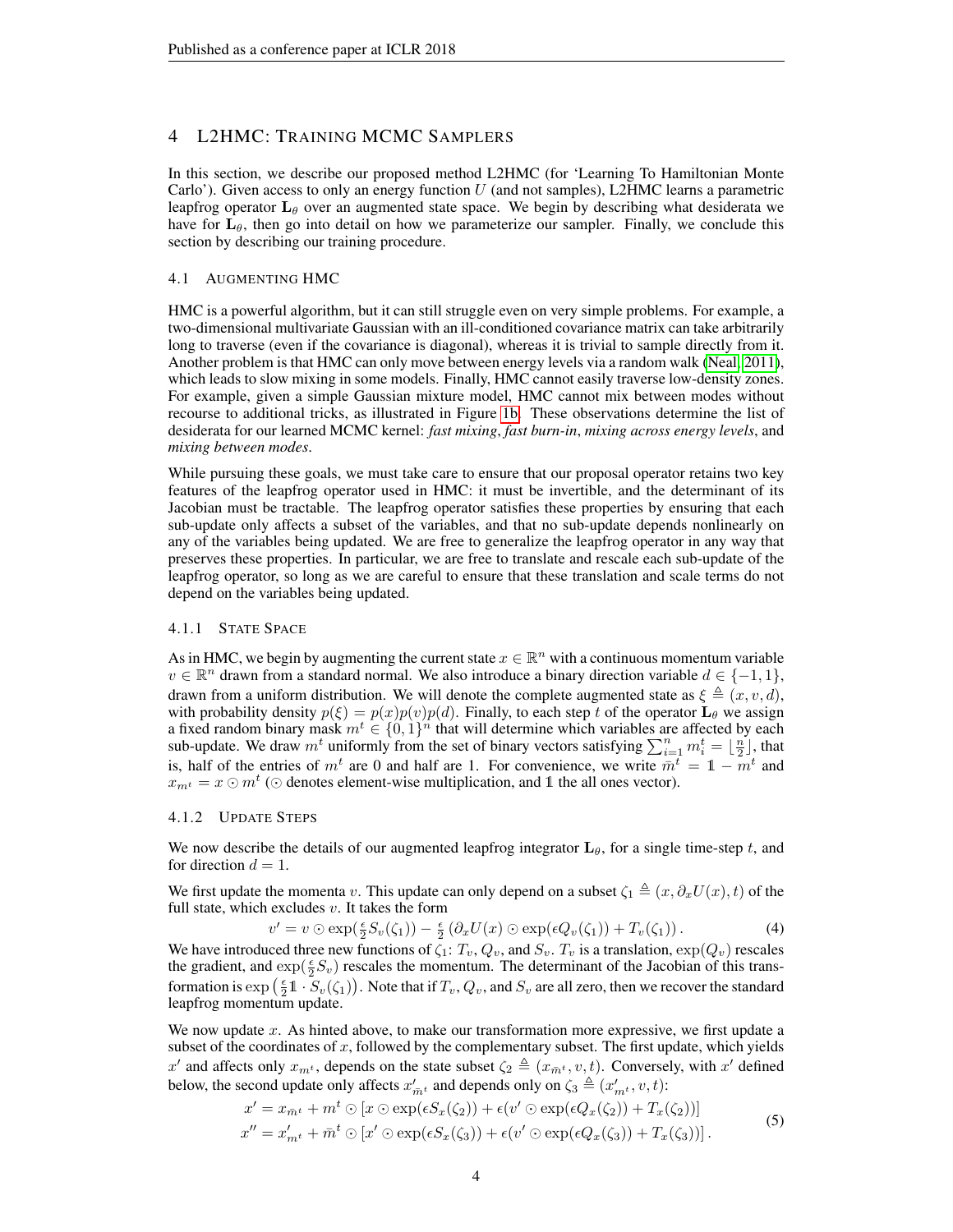## 4 L2HMC: Training MCMC Samplers

In this section, we describe our proposed method L2HMC (for 'Learning To Hamiltonian Monte Carlo'). Given access to only an energy function $U$ (and not samples), L2HMC learns a parametric leapfrog operator $\mathbf{L}_\theta$ over an augmented state space. We begin by describing what desiderata we have for $\mathbf{L}_\theta$, then go into detail on how we parameterize our sampler. Finally, we conclude this section by describing our training procedure.

### 4.1 Augmenting HMC

HMC is a powerful algorithm, but it can still struggle even on very simple problems. For example, a two-dimensional multivariate Gaussian with an ill-conditioned covariance matrix can take arbitrarily long to traverse (even if the covariance is diagonal), whereas it is trivial to sample directly from it. Another problem is that HMC can only move between energy levels via a random walk (Neal, 2011), which leads to slow mixing in some models. Finally, HMC cannot easily traverse low-density zones. For example, given a simple Gaussian mixture model, HMC cannot mix between modes without recourse to additional tricks, as illustrated in Figure 1b. These observations determine the list of desiderata for our learned MCMC kernel: *fast mixing*, *fast burn-in*, *mixing across energy levels*, and *mixing between modes*.

While pursuing these goals, we must take care to ensure that our proposal operator retains two key features of the leapfrog operator used in HMC: it must be invertible, and the determinant of its Jacobian must be tractable. The leapfrog operator satisfies these properties by ensuring that each sub-update only affects a subset of the variables, and that no sub-update depends nonlinearly on any of the variables being updated. We are free to generalize the leapfrog operator in any way that preserves these properties. In particular, we are free to translate and rescale each sub-update of the leapfrog operator, so long as we are careful to ensure that these translation and scale terms do not depend on the variables being updated.

#### 4.1.1 State Space

As in HMC, we begin by augmenting the current state $x \in \mathbb{R}^n$ with a continuous momentum variable $v \in \mathbb{R}^n$ drawn from a standard normal. We also introduce a binary direction variable $d \in \{-1, 1\}$, drawn from a uniform distribution. We will denote the complete augmented state as $\xi \triangleq (x, v, d)$, with probability density $p(\xi) = p(x)p(v)p(d)$. Finally, to each step $t$ of the operator $\mathbf{L}_\theta$ we assign a fixed random binary mask $m^t \in \{0, 1\}^n$ that will determine which variables are affected by each sub-update. We draw $m^t$ uniformly from the set of binary vectors satisfying $\sum_{i=1}^n m_i^t = \lfloor \frac{n}{2} \rfloor$, that is, half of the entries of $m^t$ are 0 and half are 1. For convenience, we write $\bar{m}^t = \mathbb{1} - m^t$ and $x_{m^t} = x \odot m^t$ ($\odot$ denotes element-wise multiplication, and $\mathbb{1}$ the all ones vector).

#### 4.1.2 Update Steps

We now describe the details of our augmented leapfrog integrator $\mathbf{L}_\theta$, for a single time-step $t$, and for direction $d = 1$.

We first update the momenta $v$. This update can only depend on a subset $\zeta_1 \triangleq (x, \partial_x U(x), t)$ of the full state, which excludes $v$. It takes the form

$$v' = v \odot \exp(\tfrac{\epsilon}{2} S_v(\zeta_1)) - \tfrac{\epsilon}{2} \left(\partial_x U(x) \odot \exp(\epsilon Q_v(\zeta_1)) + T_v(\zeta_1)\right). \tag{4}$$

We have introduced three new functions of $\zeta_1$: $T_v$, $Q_v$, and $S_v$. $T_v$ is a translation, $\exp(Q_v)$ rescales the gradient, and $\exp(\frac{\epsilon}{2} S_v)$ rescales the momentum. The determinant of the Jacobian of this transformation is $\exp\left(\frac{\epsilon}{2} \mathbb{1} \cdot S_v(\zeta_1)\right)$. Note that if $T_v$, $Q_v$, and $S_v$ are all zero, then we recover the standard leapfrog momentum update.

We now update $x$. As hinted above, to make our transformation more expressive, we first update a subset of the coordinates of $x$, followed by the complementary subset. The first update, which yields $x'$ and affects only $x_{m^t}$, depends on the state subset $\zeta_2 \triangleq (x_{\bar{m}^t}, v, t)$. Conversely, with $x'$ defined below, the second update only affects $x'_{\bar{m}^t}$ and depends only on $\zeta_3 \triangleq (x'_{m^t}, v, t)$:

$$\begin{aligned} x' &= x_{\bar{m}^t} + m^t \odot \left[x \odot \exp(\epsilon S_x(\zeta_2)) + \epsilon(v' \odot \exp(\epsilon Q_x(\zeta_2)) + T_x(\zeta_2))\right] \\ x'' &= x'_{m^t} + \bar{m}^t \odot \left[x' \odot \exp(\epsilon S_x(\zeta_3)) + \epsilon(v' \odot \exp(\epsilon Q_x(\zeta_3)) + T_x(\zeta_3))\right]. \end{aligned} \tag{5}$$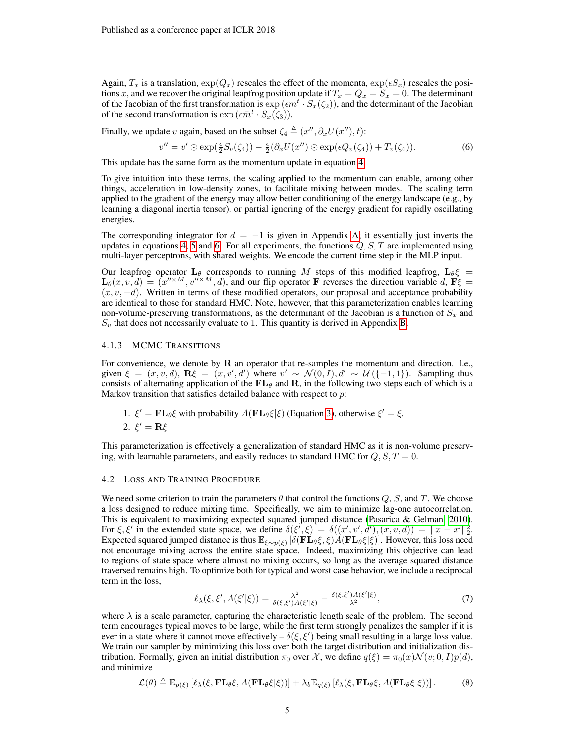Again, $T_x$ is a translation, $\exp(Q_x)$ rescales the effect of the momenta, $\exp(\epsilon S_x)$ rescales the positions $x$, and we recover the original leapfrog position update if $T_x = Q_x = S_x = 0$. The determinant of the Jacobian of the first transformation is $\exp\left(\epsilon m^t \cdot S_x(\zeta_2)\right)$, and the determinant of the Jacobian of the second transformation is $\exp\left(\epsilon \bar{m}^t \cdot S_x(\zeta_3)\right)$.

Finally, we update $v$ again, based on the subset $\zeta_4 \triangleq (x'', \partial_x U(x''), t)$:

$$v'' = v' \odot \exp(\tfrac{\epsilon}{2} S_v(\zeta_4)) - \tfrac{\epsilon}{2}(\partial_x U(x'') \odot \exp(\epsilon Q_v(\zeta_4)) + T_v(\zeta_4)). \tag{6}$$

This update has the same form as the momentum update in equation 4.

To give intuition into these terms, the scaling applied to the momentum can enable, among other things, acceleration in low-density zones, to facilitate mixing between modes. The scaling term applied to the gradient of the energy may allow better conditioning of the energy landscape (e.g., by learning a diagonal inertia tensor), or partial ignoring of the energy gradient for rapidly oscillating energies.

The corresponding integrator for $d = -1$ is given in Appendix A; it essentially just inverts the updates in equations 4, 5 and 6. For all experiments, the functions $Q, S, T$ are implemented using multi-layer perceptrons, with shared weights. We encode the current time step in the MLP input.

Our leapfrog operator $\mathbf{L}_\theta$ corresponds to running $M$ steps of this modified leapfrog, $\mathbf{L}_\theta \xi = \mathbf{L}_\theta(x, v, d) = (x''^{\times M}, v''^{\times M}, d)$, and our flip operator $\mathbf{F}$ reverses the direction variable $d$, $\mathbf{F}\xi = (x, v, -d)$. Written in terms of these modified operators, our proposal and acceptance probability are identical to those for standard HMC. Note, however, that this parameterization enables learning non-volume-preserving transformations, as the determinant of the Jacobian is a function of $S_x$ and $S_v$ that does not necessarily evaluate to 1. This quantity is derived in Appendix B.

#### 4.1.3 MCMC Transitions

For convenience, we denote by $\mathbf{R}$ an operator that re-samples the momentum and direction. I.e., given $\xi = (x, v, d)$, $\mathbf{R}\xi = (x, v', d')$ where $v' \sim \mathcal{N}(0, I), d' \sim \mathcal{U}(\{-1, 1\})$. Sampling thus consists of alternating application of the $\mathbf{FL}_\theta$ and $\mathbf{R}$, in the following two steps each of which is a Markov transition that satisfies detailed balance with respect to $p$:

1. $\xi' = \mathbf{FL}_\theta \xi$ with probability $A(\mathbf{FL}_\theta \xi | \xi)$ (Equation 3), otherwise $\xi' = \xi$.
2. $\xi' = \mathbf{R}\xi$

This parameterization is effectively a generalization of standard HMC as it is non-volume preserving, with learnable parameters, and easily reduces to standard HMC for $Q, S, T = 0$.

### 4.2 Loss and Training Procedure

We need some criterion to train the parameters $\theta$ that control the functions $Q$, $S$, and $T$. We choose a loss designed to reduce mixing time. Specifically, we aim to minimize lag-one autocorrelation. This is equivalent to maximizing expected squared jumped distance (Pasarica & Gelman, 2010). For $\xi, \xi'$ in the extended state space, we define $\delta(\xi', \xi) = \delta((x', v', d'), (x, v, d)) = ||x - x'||_2^2$. Expected squared jumped distance is thus $\mathbb{E}_{\xi \sim p(\xi)}\left[\delta(\mathbf{FL}_\theta \xi, \xi) A(\mathbf{FL}_\theta \xi | \xi)\right]$. However, this loss need not encourage mixing across the entire state space. Indeed, maximizing this objective can lead to regions of state space where almost no mixing occurs, so long as the average squared distance traversed remains high. To optimize both for typical and worst case behavior, we include a reciprocal term in the loss,

$$\ell_\lambda(\xi, \xi', A(\xi'|\xi)) = \frac{\lambda^2}{\delta(\xi, \xi')A(\xi'|\xi)} - \frac{\delta(\xi, \xi')A(\xi'|\xi)}{\lambda^2}, \tag{7}$$

where $\lambda$ is a scale parameter, capturing the characteristic length scale of the problem. The second term encourages typical moves to be large, while the first term strongly penalizes the sampler if it is ever in a state where it cannot move effectively – $\delta(\xi, \xi')$ being small resulting in a large loss value. We train our sampler by minimizing this loss over both the target distribution and initialization distribution. Formally, given an initial distribution $\pi_0$ over $\mathcal{X}$, we define $q(\xi) = \pi_0(x)\mathcal{N}(v; 0, I)p(d)$, and minimize

$$\mathcal{L}(\theta) \triangleq \mathbb{E}_{p(\xi)}\left[\ell_\lambda(\xi, \mathbf{FL}_\theta \xi, A(\mathbf{FL}_\theta \xi | \xi))\right] + \lambda_b \mathbb{E}_{q(\xi)}\left[\ell_\lambda(\xi, \mathbf{FL}_\theta \xi, A(\mathbf{FL}_\theta \xi | \xi))\right]. \tag{8}$$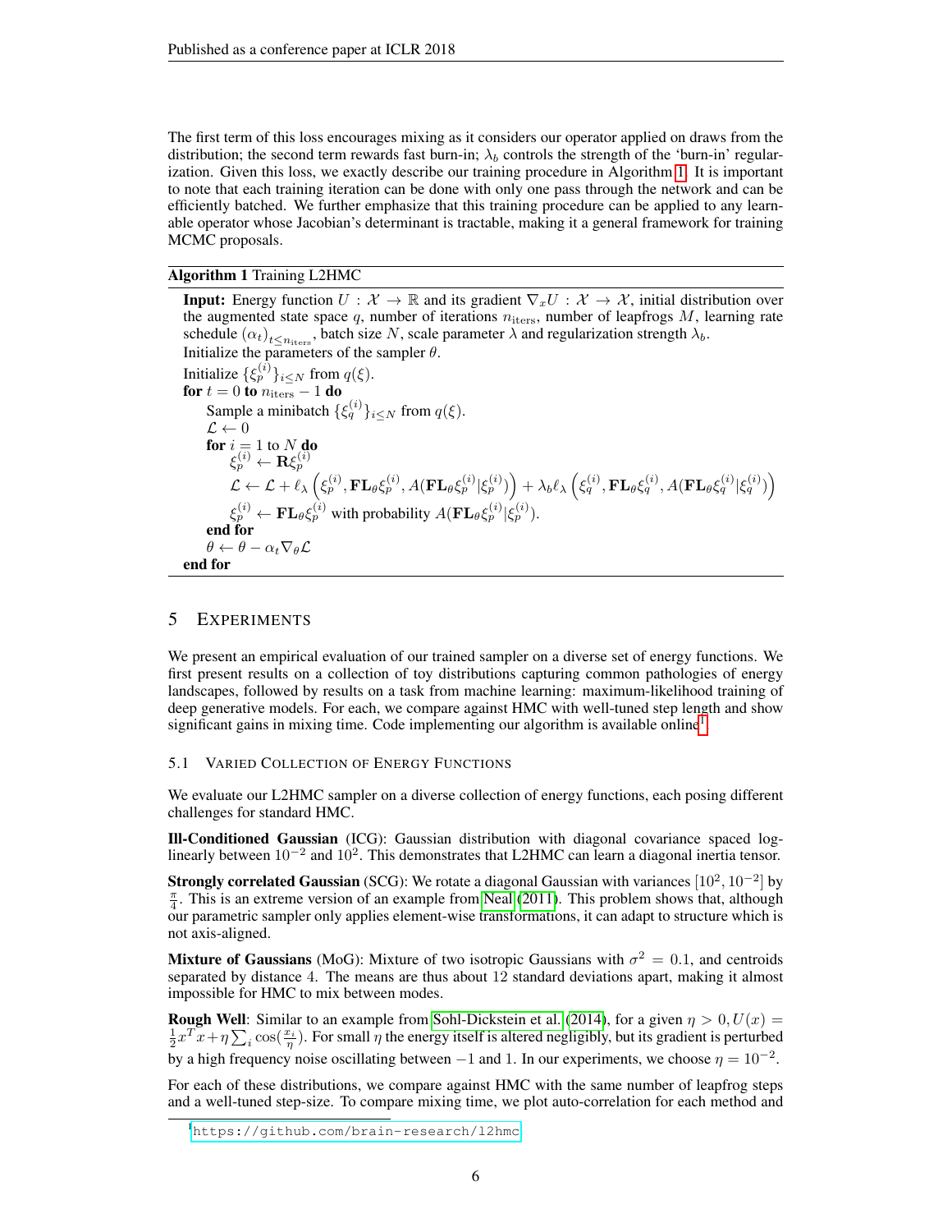The first term of this loss encourages mixing as it considers our operator applied on draws from the distribution; the second term rewards fast burn-in; $\lambda_b$ controls the strength of the 'burn-in' regularization. Given this loss, we exactly describe our training procedure in Algorithm 1. It is important to note that each training iteration can be done with only one pass through the network and can be efficiently batched. We further emphasize that this training procedure can be applied to any learnable operator whose Jacobian's determinant is tractable, making it a general framework for training MCMC proposals.

**Algorithm 1** Training L2HMC

**Input:** Energy function $U : \mathcal{X} \to \mathbb{R}$ and its gradient $\nabla_x U : \mathcal{X} \to \mathcal{X}$, initial distribution over the augmented state space $q$, number of iterations $n_{\text{iters}}$, number of leapfrogs $M$, learning rate schedule $(\alpha_t)_{t \leq n_{\text{iters}}}$, batch size $N$, scale parameter $\lambda$ and regularization strength $\lambda_b$.
Initialize the parameters of the sampler $\theta$.
Initialize $\{\xi_p^{(i)}\}_{i \leq N}$ from $q(\xi)$.
**for** $t = 0$ **to** $n_{\text{iters}} - 1$ **do**
  Sample a minibatch $\{\xi_q^{(i)}\}_{i \leq N}$ from $q(\xi)$.
  $\mathcal{L} \leftarrow 0$
  **for** $i = 1$ to $N$ **do**
    $\xi_p^{(i)} \leftarrow \mathbf{R}\xi_p^{(i)}$
    $\mathcal{L} \leftarrow \mathcal{L} + \ell_\lambda \left(\xi_p^{(i)}, \mathbf{FL}_\theta \xi_p^{(i)}, A(\mathbf{FL}_\theta \xi_p^{(i)} | \xi_p^{(i)})\right) + \lambda_b \ell_\lambda \left(\xi_q^{(i)}, \mathbf{FL}_\theta \xi_q^{(i)}, A(\mathbf{FL}_\theta \xi_q^{(i)} | \xi_q^{(i)})\right)$
    $\xi_p^{(i)} \leftarrow \mathbf{FL}_\theta \xi_p^{(i)}$ with probability $A(\mathbf{FL}_\theta \xi_p^{(i)} | \xi_p^{(i)})$.
  **end for**
  $\theta \leftarrow \theta - \alpha_t \nabla_\theta \mathcal{L}$
**end for**

# 5 Experiments

We present an empirical evaluation of our trained sampler on a diverse set of energy functions. We first present results on a collection of toy distributions capturing common pathologies of energy landscapes, followed by results on a task from machine learning: maximum-likelihood training of deep generative models. For each, we compare against HMC with well-tuned step length and show significant gains in mixing time. Code implementing our algorithm is available online[1].

## 5.1 Varied Collection of Energy Functions

We evaluate our L2HMC sampler on a diverse collection of energy functions, each posing different challenges for standard HMC.

**Ill-Conditioned Gaussian** (ICG): Gaussian distribution with diagonal covariance spaced log-linearly between $10^{-2}$ and $10^2$. This demonstrates that L2HMC can learn a diagonal inertia tensor.

**Strongly correlated Gaussian** (SCG): We rotate a diagonal Gaussian with variances $[10^2, 10^{-2}]$ by $\frac{\pi}{4}$. This is an extreme version of an example from Neal (2011). This problem shows that, although our parametric sampler only applies element-wise transformations, it can adapt to structure which is not axis-aligned.

**Mixture of Gaussians** (MoG): Mixture of two isotropic Gaussians with $\sigma^2 = 0.1$, and centroids separated by distance 4. The means are thus about 12 standard deviations apart, making it almost impossible for HMC to mix between modes.

**Rough Well**: Similar to an example from Sohl-Dickstein et al. (2014), for a given $\eta > 0, U(x) = \frac{1}{2}x^T x + \eta \sum_i \cos(\frac{x_i}{\eta})$. For small $\eta$ the energy itself is altered negligibly, but its gradient is perturbed by a high frequency noise oscillating between $-1$ and 1. In our experiments, we choose $\eta = 10^{-2}$.

For each of these distributions, we compare against HMC with the same number of leapfrog steps and a well-tuned step-size. To compare mixing time, we plot auto-correlation for each method and

[1] https://github.com/brain-research/l2hmc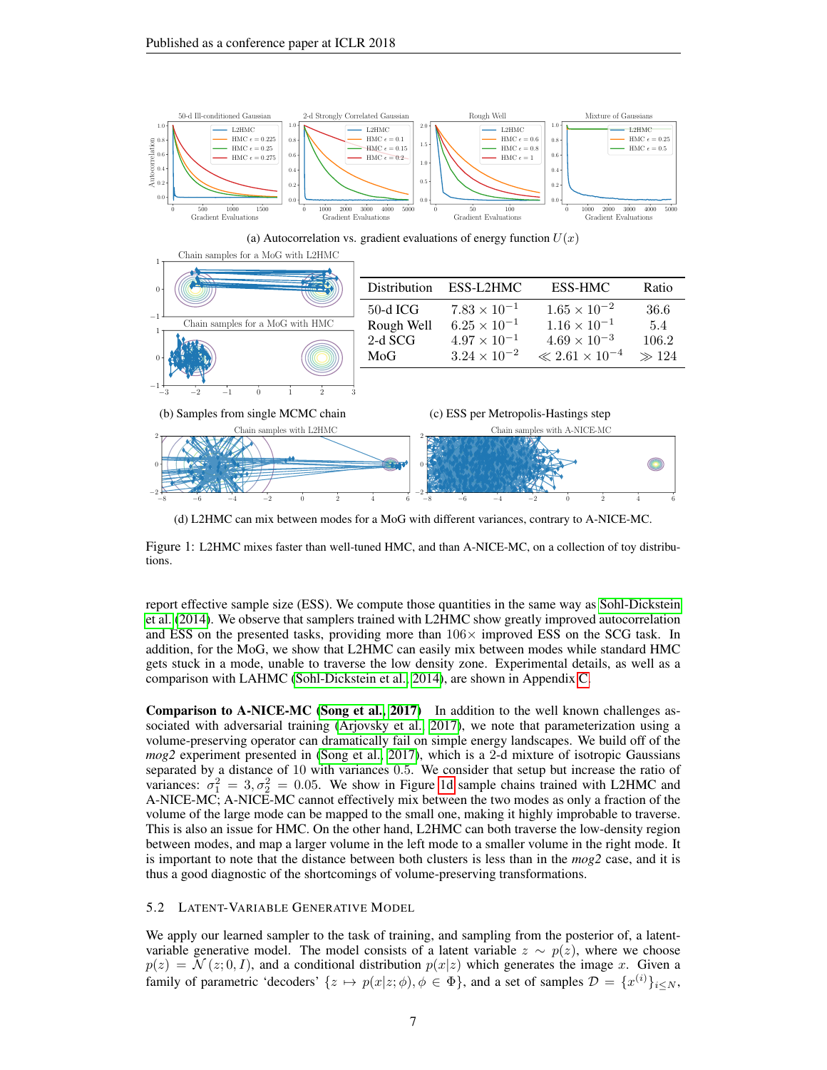(a) Autocorrelation vs. gradient evaluations of energy function $U(x)$

(b) Samples from single MCMC chain

| Distribution | ESS-L2HMC | ESS-HMC | Ratio |
|---|---|---|---|
| 50-d ICG | $7.83 \times 10^{-1}$ | $1.65 \times 10^{-2}$ | 36.6 |
| Rough Well | $6.25 \times 10^{-1}$ | $1.16 \times 10^{-1}$ | 5.4 |
| 2-d SCG | $4.97 \times 10^{-1}$ | $4.69 \times 10^{-3}$ | 106.2 |
| MoG | $3.24 \times 10^{-2}$ | $\ll 2.61 \times 10^{-4}$ | $\gg 124$ |

(c) ESS per Metropolis-Hastings step

(d) L2HMC can mix between modes for a MoG with different variances, contrary to A-NICE-MC.

Figure 1: L2HMC mixes faster than well-tuned HMC, and than A-NICE-MC, on a collection of toy distributions.

report effective sample size (ESS). We compute those quantities in the same way as Sohl-Dickstein et al. (2014). We observe that samplers trained with L2HMC show greatly improved autocorrelation and ESS on the presented tasks, providing more than $106\times$ improved ESS on the SCG task. In addition, for the MoG, we show that L2HMC can easily mix between modes while standard HMC gets stuck in a mode, unable to traverse the low density zone. Experimental details, as well as a comparison with LAHMC (Sohl-Dickstein et al., 2014), are shown in Appendix C.

**Comparison to A-NICE-MC (Song et al., 2017)** In addition to the well known challenges associated with adversarial training (Arjovsky et al., 2017), we note that parameterization using a volume-preserving operator can dramatically fail on simple energy landscapes. We build off of the *mog2* experiment presented in (Song et al., 2017), which is a 2-d mixture of isotropic Gaussians separated by a distance of 10 with variances 0.5. We consider that setup but increase the ratio of variances: $\sigma_1^2 = 3, \sigma_2^2 = 0.05$. We show in Figure 1d sample chains trained with L2HMC and A-NICE-MC; A-NICE-MC cannot effectively mix between the two modes as only a fraction of the volume of the large mode can be mapped to the small one, making it highly improbable to traverse. This is also an issue for HMC. On the other hand, L2HMC can both traverse the low-density region between modes, and map a larger volume in the left mode to a smaller volume in the right mode. It is important to note that the distance between both clusters is less than in the *mog2* case, and it is thus a good diagnostic of the shortcomings of volume-preserving transformations.

### 5.2 Latent-Variable Generative Model

We apply our learned sampler to the task of training, and sampling from the posterior of, a latent-variable generative model. The model consists of a latent variable $z \sim p(z)$, where we choose $p(z) = \mathcal{N}(z; 0, I)$, and a conditional distribution $p(x|z)$ which generates the image $x$. Given a family of parametric 'decoders' $\{z \mapsto p(x|z; \phi), \phi \in \Phi\}$, and a set of samples $\mathcal{D} = \{x^{(i)}\}_{i \leq N}$,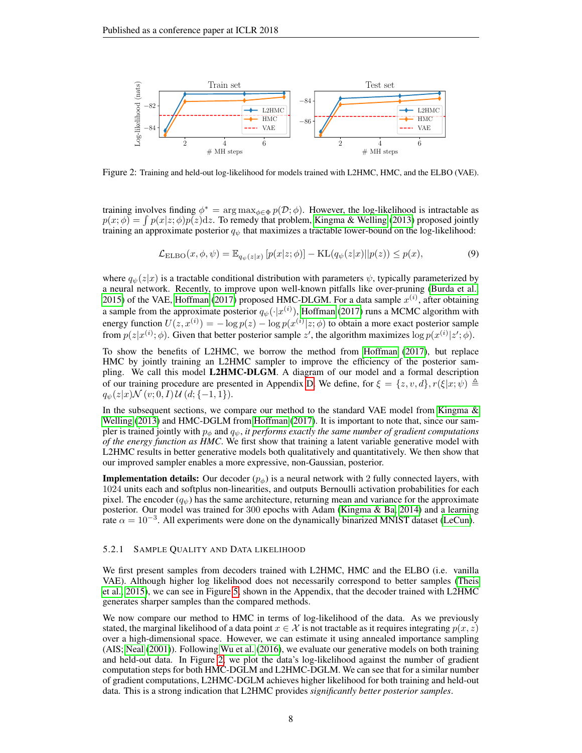Figure 2: Training and held-out log-likelihood for models trained with L2HMC, HMC, and the ELBO (VAE).

training involves finding $\phi^* = \arg\max_{\phi \in \Phi} p(\mathcal{D}; \phi)$. However, the log-likelihood is intractable as $p(x; \phi) = \int p(x|z; \phi)p(z)\mathrm{d}z$. To remedy that problem, Kingma & Welling (2013) proposed jointly training an approximate posterior $q_\psi$ that maximizes a tractable lower-bound on the log-likelihood:

$$\mathcal{L}_{\text{ELBO}}(x, \phi, \psi) = \mathbb{E}_{q_\psi(z|x)}\left[p(x|z; \phi)\right] - \text{KL}(q_\psi(z|x)||p(z)) \leq p(x), \tag{9}$$

where $q_\psi(z|x)$ is a tractable conditional distribution with parameters $\psi$, typically parameterized by a neural network. Recently, to improve upon well-known pitfalls like over-pruning (Burda et al., 2015) of the VAE, Hoffman (2017) proposed HMC-DLGM. For a data sample $x^{(i)}$, after obtaining a sample from the approximate posterior $q_\psi(\cdot|x^{(i)})$, Hoffman (2017) runs a MCMC algorithm with energy function $U(z, x^{(i)}) = -\log p(z) - \log p(x^{(i)}|z; \phi)$ to obtain a more exact posterior sample from $p(z|x^{(i)}; \phi)$. Given that better posterior sample $z'$, the algorithm maximizes $\log p(x^{(i)}|z'; \phi)$.

To show the benefits of L2HMC, we borrow the method from Hoffman (2017), but replace HMC by jointly training an L2HMC sampler to improve the efficiency of the posterior sampling. We call this model **L2HMC-DLGM**. A diagram of our model and a formal description of our training procedure are presented in Appendix D. We define, for $\xi = \{z, v, d\}$, $r(\xi|x; \psi) \triangleq q_\psi(z|x)\mathcal{N}(v; 0, I)\,\mathcal{U}(d; \{-1, 1\})$.

In the subsequent sections, we compare our method to the standard VAE model from Kingma & Welling (2013) and HMC-DGLM from Hoffman (2017). It is important to note that, since our sampler is trained jointly with $p_\phi$ and $q_\psi$, *it performs exactly the same number of gradient computations of the energy function as HMC*. We first show that training a latent variable generative model with L2HMC results in better generative models both qualitatively and quantitatively. We then show that our improved sampler enables a more expressive, non-Gaussian, posterior.

**Implementation details:** Our decoder ($p_\phi$) is a neural network with 2 fully connected layers, with 1024 units each and softplus non-linearities, and outputs Bernoulli activation probabilities for each pixel. The encoder ($q_\psi$) has the same architecture, returning mean and variance for the approximate posterior. Our model was trained for 300 epochs with Adam (Kingma & Ba, 2014) and a learning rate $\alpha = 10^{-3}$. All experiments were done on the dynamically binarized MNIST dataset (LeCun).

### 5.2.1 Sample Quality and Data Likelihood

We first present samples from decoders trained with L2HMC, HMC and the ELBO (i.e. vanilla VAE). Although higher log likelihood does not necessarily correspond to better samples (Theis et al., 2015), we can see in Figure 5, shown in the Appendix, that the decoder trained with L2HMC generates sharper samples than the compared methods.

We now compare our method to HMC in terms of log-likelihood of the data. As we previously stated, the marginal likelihood of a data point $x \in \mathcal{X}$ is not tractable as it requires integrating $p(x, z)$ over a high-dimensional space. However, we can estimate it using annealed importance sampling (AIS; Neal (2001)). Following Wu et al. (2016), we evaluate our generative models on both training and held-out data. In Figure 2, we plot the data's log-likelihood against the number of gradient computation steps for both HMC-DGLM and L2HMC-DGLM. We can see that for a similar number of gradient computations, L2HMC-DGLM achieves higher likelihood for both training and held-out data. This is a strong indication that L2HMC provides *significantly better posterior samples*.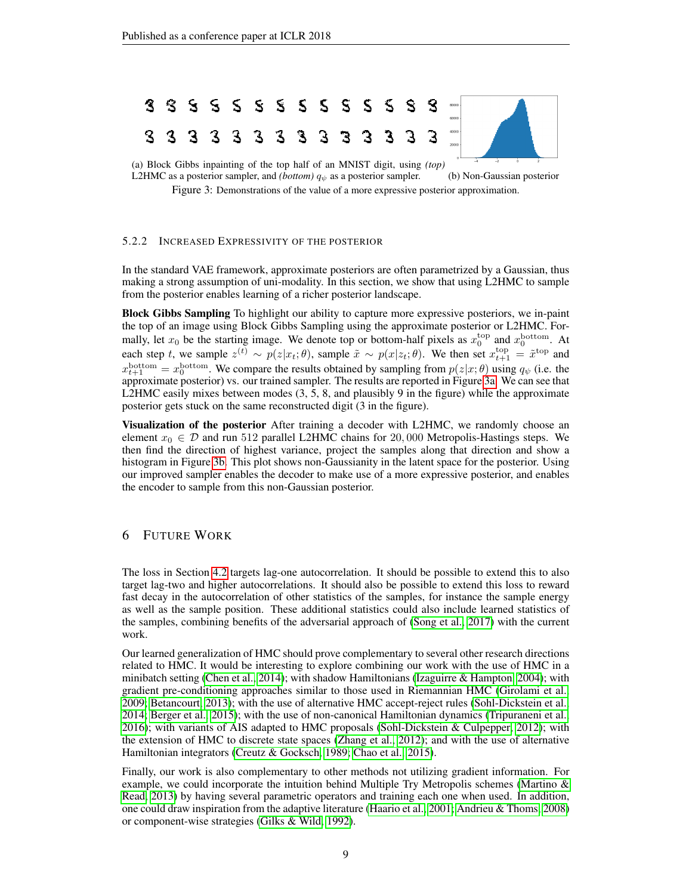(a) Block Gibbs inpainting of the top half of an MNIST digit, using *(top)* L2HMC as a posterior sampler, and *(bottom)* $q_\psi$ as a posterior sampler.

(b) Non-Gaussian posterior

Figure 3: Demonstrations of the value of a more expressive posterior approximation.

#### 5.2.2 Increased Expressivity of the Posterior

In the standard VAE framework, approximate posteriors are often parametrized by a Gaussian, thus making a strong assumption of uni-modality. In this section, we show that using L2HMC to sample from the posterior enables learning of a richer posterior landscape.

**Block Gibbs Sampling** To highlight our ability to capture more expressive posteriors, we in-paint the top of an image using Block Gibbs Sampling using the approximate posterior or L2HMC. Formally, let $x_0$ be the starting image. We denote top or bottom-half pixels as $x_0^{\text{top}}$ and $x_0^{\text{bottom}}$. At each step $t$, we sample $z^{(t)} \sim p(z|x_t;\theta)$, sample $\tilde{x} \sim p(x|z_t;\theta)$. We then set $x_{t+1}^{\text{top}} = \tilde{x}^{\text{top}}$ and $x_{t+1}^{\text{bottom}} = x_0^{\text{bottom}}$. We compare the results obtained by sampling from $p(z|x;\theta)$ using $q_\psi$ (i.e. the approximate posterior) vs. our trained sampler. The results are reported in Figure 3a. We can see that L2HMC easily mixes between modes (3, 5, 8, and plausibly 9 in the figure) while the approximate posterior gets stuck on the same reconstructed digit (3 in the figure).

**Visualization of the posterior** After training a decoder with L2HMC, we randomly choose an element $x_0 \in \mathcal{D}$ and run 512 parallel L2HMC chains for $20,000$ Metropolis-Hastings steps. We then find the direction of highest variance, project the samples along that direction and show a histogram in Figure 3b. This plot shows non-Gaussianity in the latent space for the posterior. Using our improved sampler enables the decoder to make use of a more expressive posterior, and enables the encoder to sample from this non-Gaussian posterior.

## 6 Future Work

The loss in Section 4.2 targets lag-one autocorrelation. It should be possible to extend this to also target lag-two and higher autocorrelations. It should also be possible to extend this loss to reward fast decay in the autocorrelation of other statistics of the samples, for instance the sample energy as well as the sample position. These additional statistics could also include learned statistics of the samples, combining benefits of the adversarial approach of (Song et al., 2017) with the current work.

Our learned generalization of HMC should prove complementary to several other research directions related to HMC. It would be interesting to explore combining our work with the use of HMC in a minibatch setting (Chen et al., 2014); with shadow Hamiltonians (Izaguirre & Hampton, 2004); with gradient pre-conditioning approaches similar to those used in Riemannian HMC (Girolami et al., 2009; Betancourt, 2013); with the use of alternative HMC accept-reject rules (Sohl-Dickstein et al., 2014; Berger et al., 2015); with the use of non-canonical Hamiltonian dynamics (Tripuraneni et al., 2016); with variants of AIS adapted to HMC proposals (Sohl-Dickstein & Culpepper, 2012); with the extension of HMC to discrete state spaces (Zhang et al., 2012); and with the use of alternative Hamiltonian integrators (Creutz & Gocksch, 1989; Chao et al., 2015).

Finally, our work is also complementary to other methods not utilizing gradient information. For example, we could incorporate the intuition behind Multiple Try Metropolis schemes (Martino & Read, 2013) by having several parametric operators and training each one when used. In addition, one could draw inspiration from the adaptive literature (Haario et al., 2001; Andrieu & Thoms, 2008) or component-wise strategies (Gilks & Wild, 1992).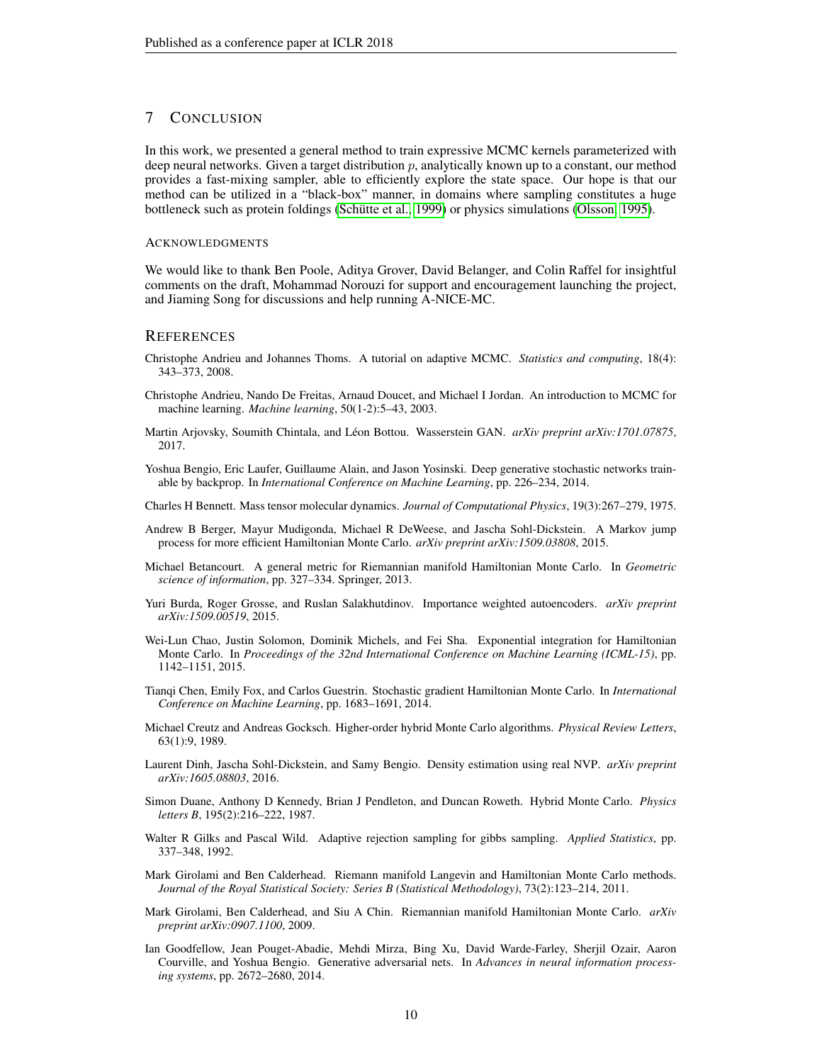## 7 Conclusion

In this work, we presented a general method to train expressive MCMC kernels parameterized with deep neural networks. Given a target distribution $p$, analytically known up to a constant, our method provides a fast-mixing sampler, able to efficiently explore the state space. Our hope is that our method can be utilized in a "black-box" manner, in domains where sampling constitutes a huge bottleneck such as protein foldings (Schütte et al., 1999) or physics simulations (Olsson, 1995).

### Acknowledgments

We would like to thank Ben Poole, Aditya Grover, David Belanger, and Colin Raffel for insightful comments on the draft, Mohammad Norouzi for support and encouragement launching the project, and Jiaming Song for discussions and help running A-NICE-MC.

## References

Christophe Andrieu and Johannes Thoms. A tutorial on adaptive MCMC. *Statistics and computing*, 18(4): 343–373, 2008.

Christophe Andrieu, Nando De Freitas, Arnaud Doucet, and Michael I Jordan. An introduction to MCMC for machine learning. *Machine learning*, 50(1-2):5–43, 2003.

Martin Arjovsky, Soumith Chintala, and Léon Bottou. Wasserstein GAN. *arXiv preprint arXiv:1701.07875*, 2017.

Yoshua Bengio, Eric Laufer, Guillaume Alain, and Jason Yosinski. Deep generative stochastic networks trainable by backprop. In *International Conference on Machine Learning*, pp. 226–234, 2014.

Charles H Bennett. Mass tensor molecular dynamics. *Journal of Computational Physics*, 19(3):267–279, 1975.

Andrew B Berger, Mayur Mudigonda, Michael R DeWeese, and Jascha Sohl-Dickstein. A Markov jump process for more efficient Hamiltonian Monte Carlo. *arXiv preprint arXiv:1509.03808*, 2015.

Michael Betancourt. A general metric for Riemannian manifold Hamiltonian Monte Carlo. In *Geometric science of information*, pp. 327–334. Springer, 2013.

Yuri Burda, Roger Grosse, and Ruslan Salakhutdinov. Importance weighted autoencoders. *arXiv preprint arXiv:1509.00519*, 2015.

Wei-Lun Chao, Justin Solomon, Dominik Michels, and Fei Sha. Exponential integration for Hamiltonian Monte Carlo. In *Proceedings of the 32nd International Conference on Machine Learning (ICML-15)*, pp. 1142–1151, 2015.

Tianqi Chen, Emily Fox, and Carlos Guestrin. Stochastic gradient Hamiltonian Monte Carlo. In *International Conference on Machine Learning*, pp. 1683–1691, 2014.

Michael Creutz and Andreas Gocksch. Higher-order hybrid Monte Carlo algorithms. *Physical Review Letters*, 63(1):9, 1989.

Laurent Dinh, Jascha Sohl-Dickstein, and Samy Bengio. Density estimation using real NVP. *arXiv preprint arXiv:1605.08803*, 2016.

Simon Duane, Anthony D Kennedy, Brian J Pendleton, and Duncan Roweth. Hybrid Monte Carlo. *Physics letters B*, 195(2):216–222, 1987.

Walter R Gilks and Pascal Wild. Adaptive rejection sampling for gibbs sampling. *Applied Statistics*, pp. 337–348, 1992.

Mark Girolami and Ben Calderhead. Riemann manifold Langevin and Hamiltonian Monte Carlo methods. *Journal of the Royal Statistical Society: Series B (Statistical Methodology)*, 73(2):123–214, 2011.

Mark Girolami, Ben Calderhead, and Siu A Chin. Riemannian manifold Hamiltonian Monte Carlo. *arXiv preprint arXiv:0907.1100*, 2009.

Ian Goodfellow, Jean Pouget-Abadie, Mehdi Mirza, Bing Xu, David Warde-Farley, Sherjil Ozair, Aaron Courville, and Yoshua Bengio. Generative adversarial nets. In *Advances in neural information processing systems*, pp. 2672–2680, 2014.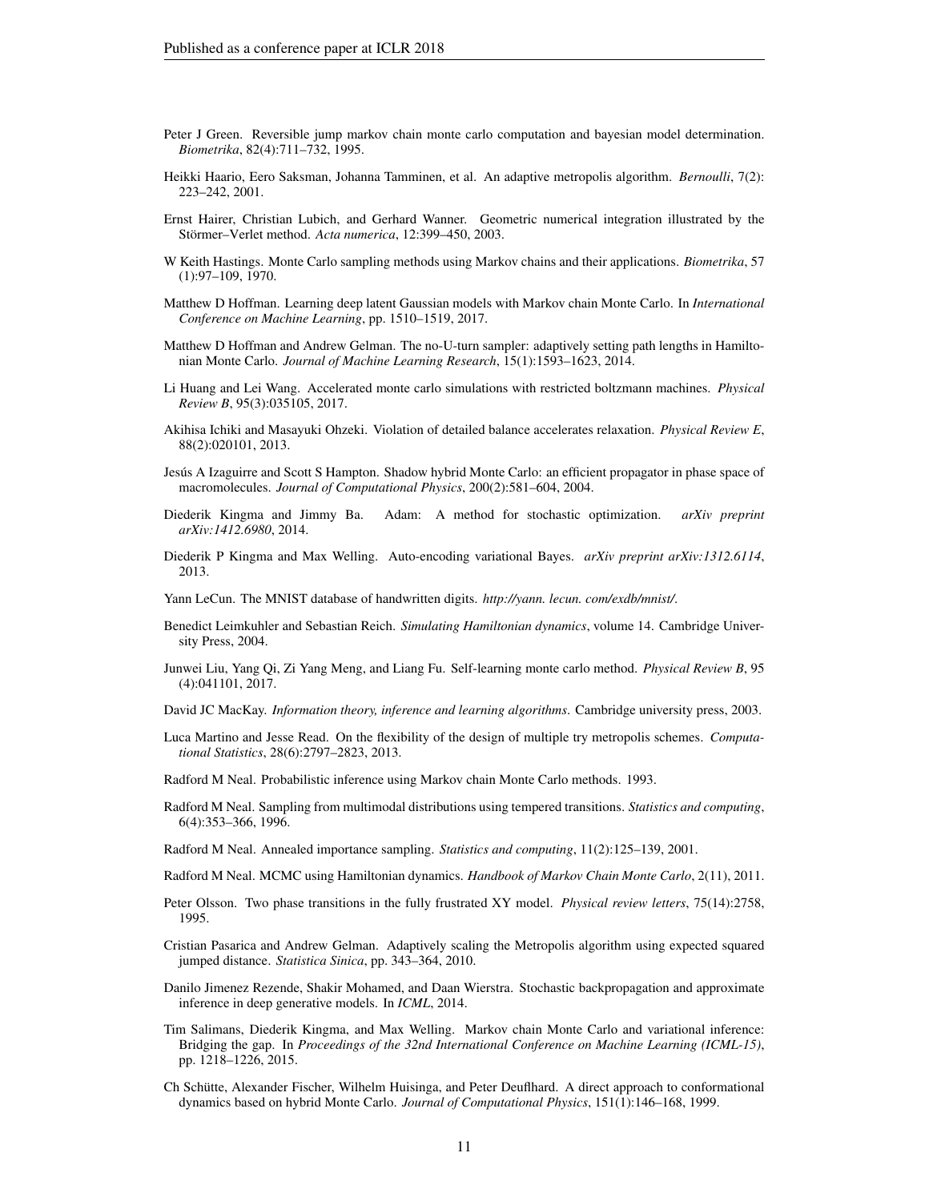Peter J Green. Reversible jump markov chain monte carlo computation and bayesian model determination. *Biometrika*, 82(4):711–732, 1995.

Heikki Haario, Eero Saksman, Johanna Tamminen, et al. An adaptive metropolis algorithm. *Bernoulli*, 7(2): 223–242, 2001.

Ernst Hairer, Christian Lubich, and Gerhard Wanner. Geometric numerical integration illustrated by the Störmer–Verlet method. *Acta numerica*, 12:399–450, 2003.

W Keith Hastings. Monte Carlo sampling methods using Markov chains and their applications. *Biometrika*, 57 (1):97–109, 1970.

Matthew D Hoffman. Learning deep latent Gaussian models with Markov chain Monte Carlo. In *International Conference on Machine Learning*, pp. 1510–1519, 2017.

Matthew D Hoffman and Andrew Gelman. The no-U-turn sampler: adaptively setting path lengths in Hamiltonian Monte Carlo. *Journal of Machine Learning Research*, 15(1):1593–1623, 2014.

Li Huang and Lei Wang. Accelerated monte carlo simulations with restricted boltzmann machines. *Physical Review B*, 95(3):035105, 2017.

Akihisa Ichiki and Masayuki Ohzeki. Violation of detailed balance accelerates relaxation. *Physical Review E*, 88(2):020101, 2013.

Jesús A Izaguirre and Scott S Hampton. Shadow hybrid Monte Carlo: an efficient propagator in phase space of macromolecules. *Journal of Computational Physics*, 200(2):581–604, 2004.

Diederik Kingma and Jimmy Ba. Adam: A method for stochastic optimization. *arXiv preprint arXiv:1412.6980*, 2014.

Diederik P Kingma and Max Welling. Auto-encoding variational Bayes. *arXiv preprint arXiv:1312.6114*, 2013.

Yann LeCun. The MNIST database of handwritten digits. *http://yann. lecun. com/exdb/mnist/*.

Benedict Leimkuhler and Sebastian Reich. *Simulating Hamiltonian dynamics*, volume 14. Cambridge University Press, 2004.

Junwei Liu, Yang Qi, Zi Yang Meng, and Liang Fu. Self-learning monte carlo method. *Physical Review B*, 95 (4):041101, 2017.

David JC MacKay. *Information theory, inference and learning algorithms*. Cambridge university press, 2003.

Luca Martino and Jesse Read. On the flexibility of the design of multiple try metropolis schemes. *Computational Statistics*, 28(6):2797–2823, 2013.

Radford M Neal. Probabilistic inference using Markov chain Monte Carlo methods. 1993.

Radford M Neal. Sampling from multimodal distributions using tempered transitions. *Statistics and computing*, 6(4):353–366, 1996.

Radford M Neal. Annealed importance sampling. *Statistics and computing*, 11(2):125–139, 2001.

Radford M Neal. MCMC using Hamiltonian dynamics. *Handbook of Markov Chain Monte Carlo*, 2(11), 2011.

Peter Olsson. Two phase transitions in the fully frustrated XY model. *Physical review letters*, 75(14):2758, 1995.

Cristian Pasarica and Andrew Gelman. Adaptively scaling the Metropolis algorithm using expected squared jumped distance. *Statistica Sinica*, pp. 343–364, 2010.

Danilo Jimenez Rezende, Shakir Mohamed, and Daan Wierstra. Stochastic backpropagation and approximate inference in deep generative models. In *ICML*, 2014.

Tim Salimans, Diederik Kingma, and Max Welling. Markov chain Monte Carlo and variational inference: Bridging the gap. In *Proceedings of the 32nd International Conference on Machine Learning (ICML-15)*, pp. 1218–1226, 2015.

Ch Schütte, Alexander Fischer, Wilhelm Huisinga, and Peter Deuflhard. A direct approach to conformational dynamics based on hybrid Monte Carlo. *Journal of Computational Physics*, 151(1):146–168, 1999.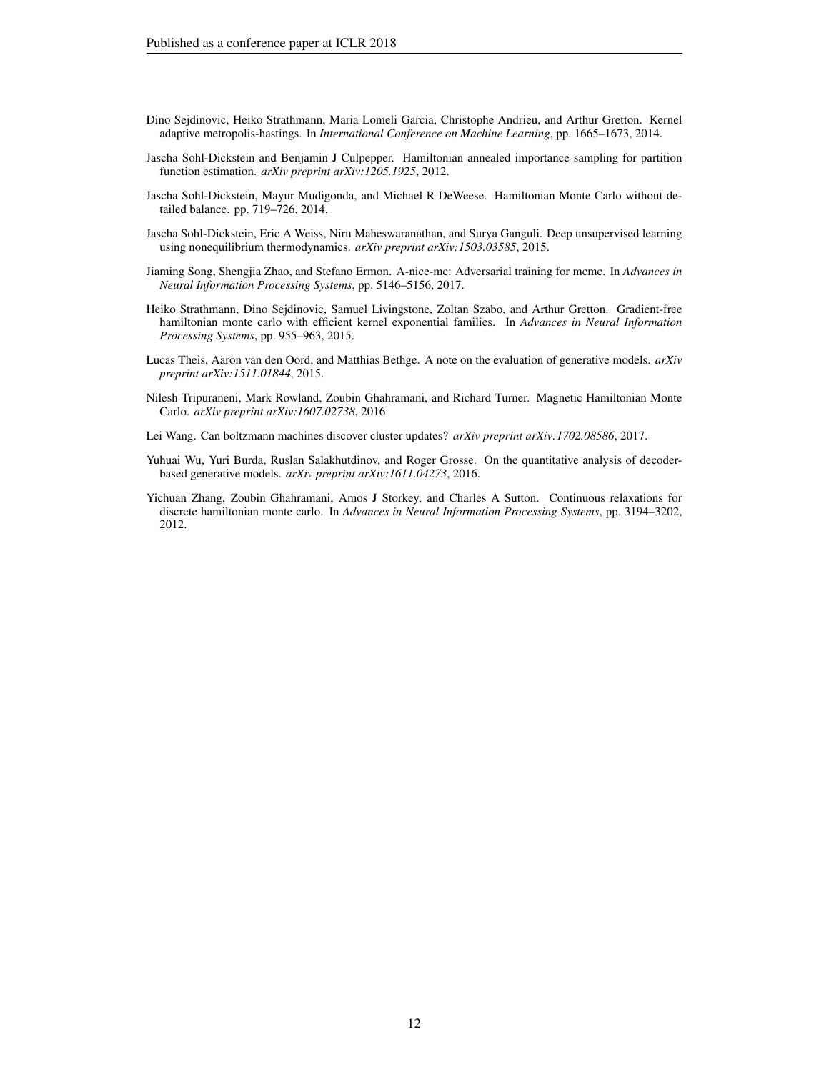Dino Sejdinovic, Heiko Strathmann, Maria Lomeli Garcia, Christophe Andrieu, and Arthur Gretton. Kernel adaptive metropolis-hastings. In *International Conference on Machine Learning*, pp. 1665–1673, 2014.

Jascha Sohl-Dickstein and Benjamin J Culpepper. Hamiltonian annealed importance sampling for partition function estimation. *arXiv preprint arXiv:1205.1925*, 2012.

Jascha Sohl-Dickstein, Mayur Mudigonda, and Michael R DeWeese. Hamiltonian Monte Carlo without detailed balance. pp. 719–726, 2014.

Jascha Sohl-Dickstein, Eric A Weiss, Niru Maheswaranathan, and Surya Ganguli. Deep unsupervised learning using nonequilibrium thermodynamics. *arXiv preprint arXiv:1503.03585*, 2015.

Jiaming Song, Shengjia Zhao, and Stefano Ermon. A-nice-mc: Adversarial training for mcmc. In *Advances in Neural Information Processing Systems*, pp. 5146–5156, 2017.

Heiko Strathmann, Dino Sejdinovic, Samuel Livingstone, Zoltan Szabo, and Arthur Gretton. Gradient-free hamiltonian monte carlo with efficient kernel exponential families. In *Advances in Neural Information Processing Systems*, pp. 955–963, 2015.

Lucas Theis, Aäron van den Oord, and Matthias Bethge. A note on the evaluation of generative models. *arXiv preprint arXiv:1511.01844*, 2015.

Nilesh Tripuraneni, Mark Rowland, Zoubin Ghahramani, and Richard Turner. Magnetic Hamiltonian Monte Carlo. *arXiv preprint arXiv:1607.02738*, 2016.

Lei Wang. Can boltzmann machines discover cluster updates? *arXiv preprint arXiv:1702.08586*, 2017.

Yuhuai Wu, Yuri Burda, Ruslan Salakhutdinov, and Roger Grosse. On the quantitative analysis of decoder-based generative models. *arXiv preprint arXiv:1611.04273*, 2016.

Yichuan Zhang, Zoubin Ghahramani, Amos J Storkey, and Charles A Sutton. Continuous relaxations for discrete hamiltonian monte carlo. In *Advances in Neural Information Processing Systems*, pp. 3194–3202, 2012.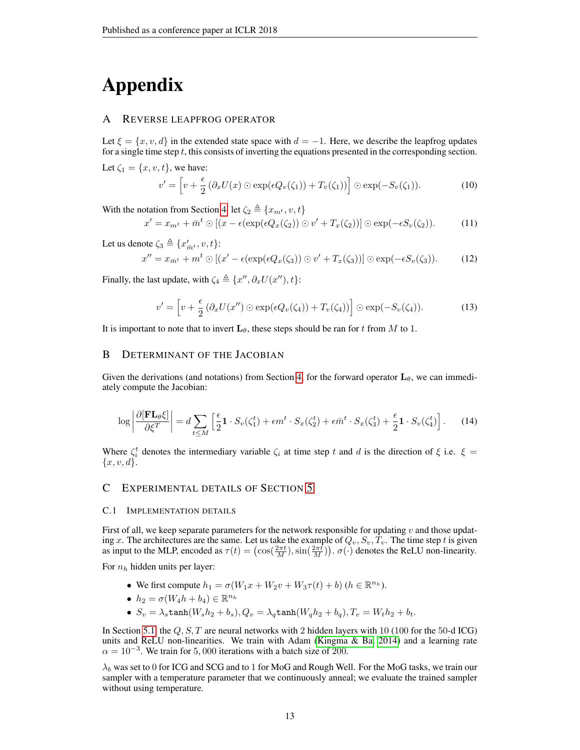# Appendix

## A Reverse leapfrog operator

Let $\xi = \{x, v, d\}$ in the extended state space with $d = -1$. Here, we describe the leapfrog updates for a single time step $t$, this consists of inverting the equations presented in the corresponding section.

Let $\zeta_1 = \{x, v, t\}$, we have:

$$v' = \left[ v + \frac{\epsilon}{2} \left( \partial_x U(x) \odot \exp(\epsilon Q_v(\zeta_1)) + T_v(\zeta_1) \right) \right] \odot \exp(-S_v(\zeta_1)). \tag{10}$$

With the notation from Section 4, let $\zeta_2 \triangleq \{x_{m^t}, v, t\}$

$$x' = x_{m^t} + \bar{m}^t \odot [(x - \epsilon(\exp(\epsilon Q_x(\zeta_2)) \odot v' + T_x(\zeta_2))] \odot \exp(-\epsilon S_v(\zeta_2)). \tag{11}$$

Let us denote $\zeta_3 \triangleq \{x'_{\bar{m}^t}, v, t\}$:

$$x'' = x_{\bar{m}^t} + m^t \odot [(x' - \epsilon(\exp(\epsilon Q_x(\zeta_3)) \odot v' + T_x(\zeta_3))] \odot \exp(-\epsilon S_v(\zeta_3)). \tag{12}$$

Finally, the last update, with $\zeta_4 \triangleq \{x'', \partial_x U(x''), t\}$:

$$v' = \left[ v + \frac{\epsilon}{2} \left( \partial_x U(x'') \odot \exp(\epsilon Q_v(\zeta_4)) + T_v(\zeta_4) \right) \right] \odot \exp(-S_v(\zeta_4)). \tag{13}$$

It is important to note that to invert $\mathbf{L}_\theta$, these steps should be ran for $t$ from $M$ to 1.

## B Determinant of the Jacobian

Given the derivations (and notations) from Section 4, for the forward operator $\mathbf{L}_\theta$, we can immediately compute the Jacobian:

$$\log \left| \frac{\partial [\mathbf{F}\mathbf{L}_\theta \xi]}{\partial \xi^T} \right| = d \sum_{t \leq M} \left[ \frac{\epsilon}{2} \mathbf{1} \cdot S_v(\zeta_1^t) + \epsilon m^t \cdot S_x(\zeta_2^t) + \epsilon \bar{m}^t \cdot S_x(\zeta_3^t) + \frac{\epsilon}{2} \mathbf{1} \cdot S_v(\zeta_4^t) \right]. \tag{14}$$

Where $\zeta_i^t$ denotes the intermediary variable $\zeta_i$ at time step $t$ and $d$ is the direction of $\xi$ i.e. $\xi = \{x, v, d\}$.

## C Experimental details of Section 5

### C.1 Implementation details

First of all, we keep separate parameters for the network responsible for updating $v$ and those updating $x$. The architectures are the same. Let us take the example of $Q_v, S_v, T_v$. The time step $t$ is given as input to the MLP, encoded as $\tau(t) = \left(\cos(\frac{2\pi t}{M}), \sin(\frac{2\pi t}{M})\right)$. $\sigma(\cdot)$ denotes the ReLU non-linearity.

For $n_h$ hidden units per layer:

- We first compute $h_1 = \sigma(W_1 x + W_2 v + W_3 \tau(t) + b)$ $(h \in \mathbb{R}^{n_h})$.
- $h_2 = \sigma(W_4 h + b_4) \in \mathbb{R}^{n_h}$
- $S_v = \lambda_s \texttt{tanh}(W_s h_2 + b_s), Q_v = \lambda_q \texttt{tanh}(W_q h_2 + b_q), T_v = W_t h_2 + b_t$.

In Section 5.1, the $Q, S, T$ are neural networks with 2 hidden layers with 10 (100 for the 50-d ICG) units and ReLU non-linearities. We train with Adam (Kingma & Ba, 2014) and a learning rate $\alpha = 10^{-3}$. We train for 5,000 iterations with a batch size of 200.

$\lambda_b$ was set to 0 for ICG and SCG and to 1 for MoG and Rough Well. For the MoG tasks, we train our sampler with a temperature parameter that we continuously anneal; we evaluate the trained sampler without using temperature.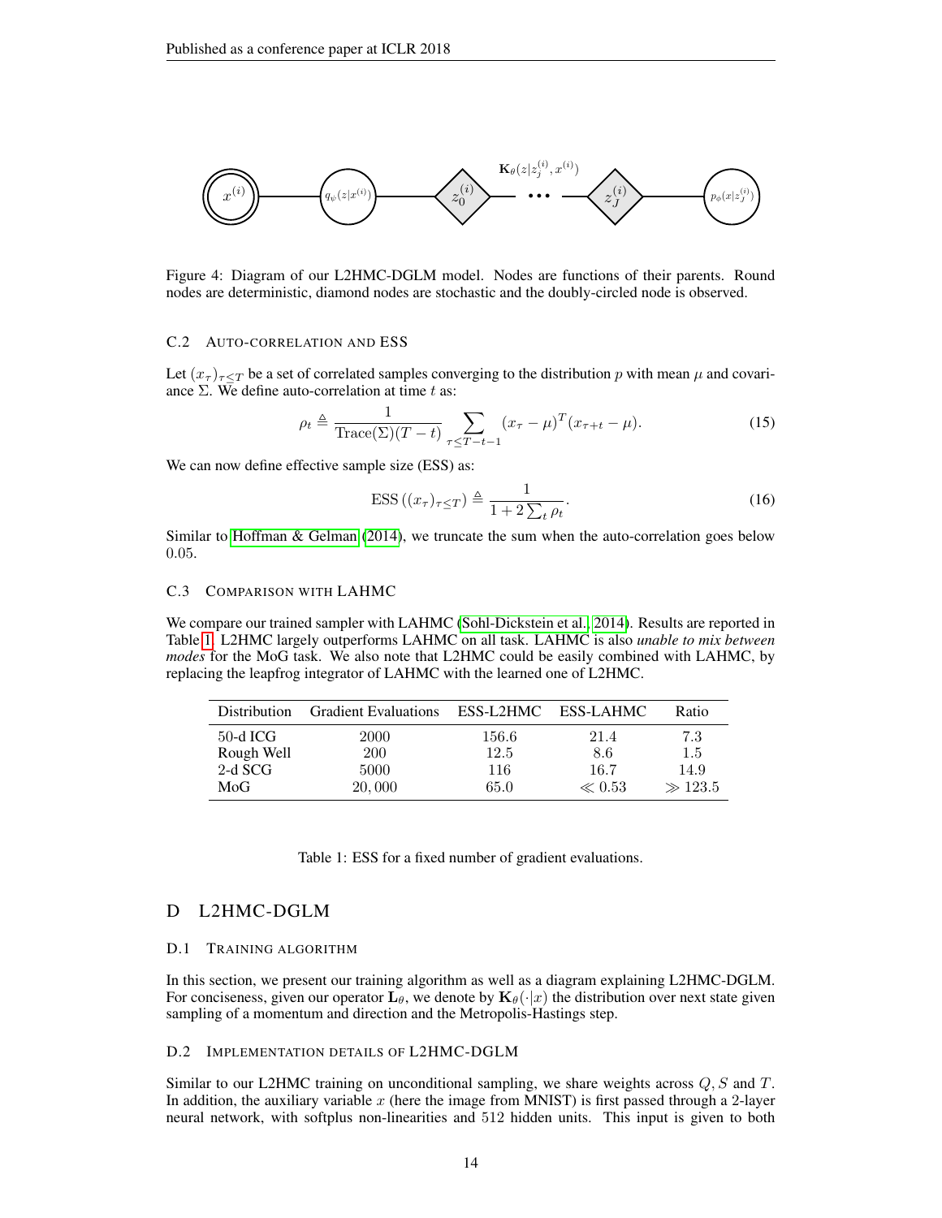Figure 4: Diagram of our L2HMC-DGLM model. Nodes are functions of their parents. Round nodes are deterministic, diamond nodes are stochastic and the doubly-circled node is observed.

### C.2 Auto-correlation and ESS

Let $(x_\tau)_{\tau \leq T}$ be a set of correlated samples converging to the distribution $p$ with mean $\mu$ and covariance $\Sigma$. We define auto-correlation at time $t$ as:

$$\rho_t \triangleq \frac{1}{\text{Trace}(\Sigma)(T-t)} \sum_{\tau \leq T-t-1} (x_\tau - \mu)^T (x_{\tau+t} - \mu). \tag{15}$$

We can now define effective sample size (ESS) as:

$$\text{ESS}\left((x_\tau)_{\tau \leq T}\right) \triangleq \frac{1}{1 + 2\sum_t \rho_t}. \tag{16}$$

Similar to Hoffman & Gelman (2014), we truncate the sum when the auto-correlation goes below 0.05.

### C.3 Comparison with LAHMC

We compare our trained sampler with LAHMC (Sohl-Dickstein et al., 2014). Results are reported in Table 1. L2HMC largely outperforms LAHMC on all task. LAHMC is also *unable to mix between modes* for the MoG task. We also note that L2HMC could be easily combined with LAHMC, by replacing the leapfrog integrator of LAHMC with the learned one of L2HMC.

| Distribution | Gradient Evaluations | ESS-L2HMC | ESS-LAHMC | Ratio |
|---|---|---|---|---|
| 50-d ICG | 2000 | 156.6 | 21.4 | 7.3 |
| Rough Well | 200 | 12.5 | 8.6 | 1.5 |
| 2-d SCG | 5000 | 116 | 16.7 | 14.9 |
| MoG | 20,000 | 65.0 | $\ll 0.53$ | $\gg 123.5$ |

Table 1: ESS for a fixed number of gradient evaluations.

## D L2HMC-DGLM

### D.1 Training algorithm

In this section, we present our training algorithm as well as a diagram explaining L2HMC-DGLM. For conciseness, given our operator $\mathbf{L}_\theta$, we denote by $\mathbf{K}_\theta(\cdot|x)$ the distribution over next state given sampling of a momentum and direction and the Metropolis-Hastings step.

### D.2 Implementation details of L2HMC-DGLM

Similar to our L2HMC training on unconditional sampling, we share weights across $Q, S$ and $T$. In addition, the auxiliary variable $x$ (here the image from MNIST) is first passed through a 2-layer neural network, with softplus non-linearities and 512 hidden units. This input is given to both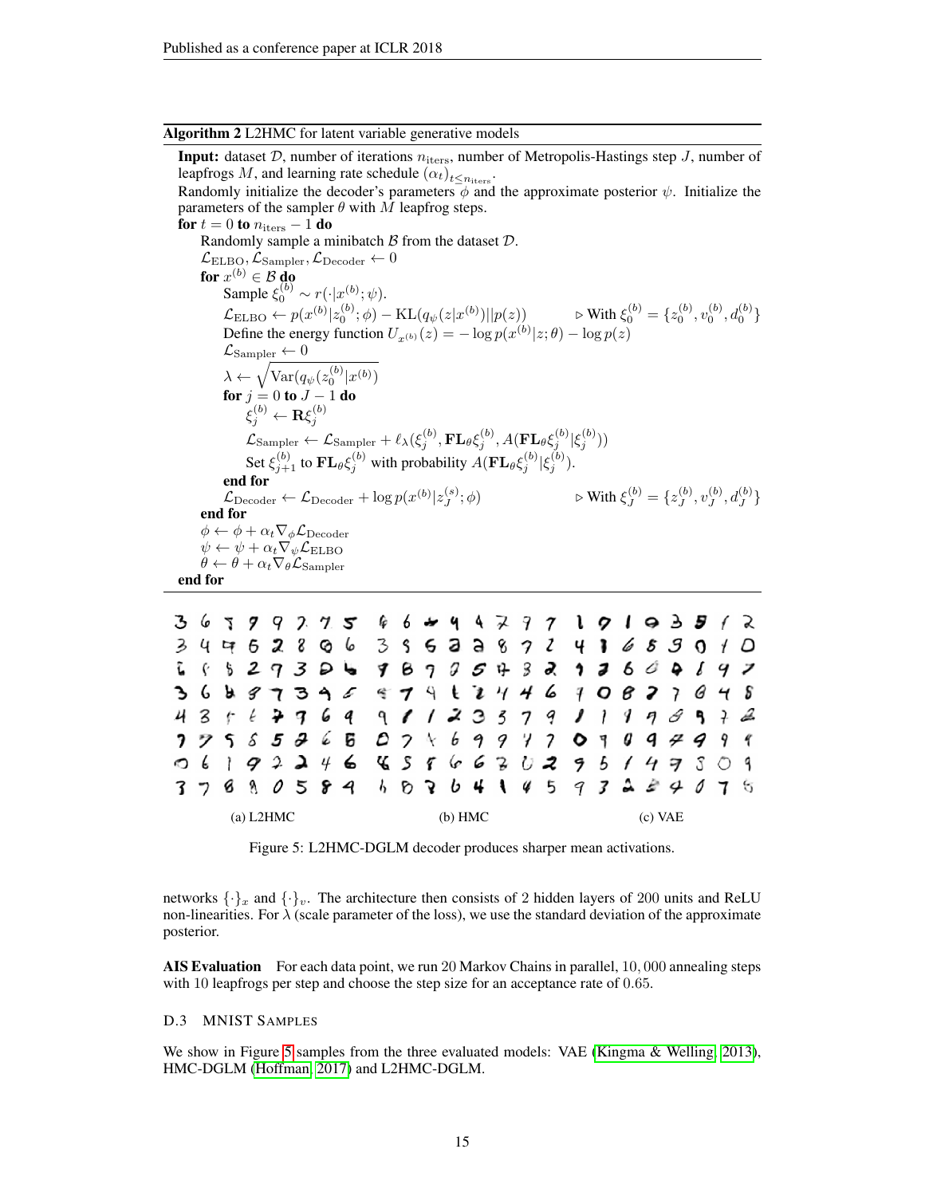**Algorithm 2** L2HMC for latent variable generative models

**Input:** dataset $\mathcal{D}$, number of iterations $n_{\text{iters}}$, number of Metropolis-Hastings step $J$, number of leapfrogs $M$, and learning rate schedule $(\alpha_t)_{t \leq n_{\text{iters}}}$.

Randomly initialize the decoder's parameters $\phi$ and the approximate posterior $\psi$. Initialize the parameters of the sampler $\theta$ with $M$ leapfrog steps.

**for** $t = 0$ **to** $n_{\text{iters}} - 1$ **do**
 Randomly sample a minibatch $\mathcal{B}$ from the dataset $\mathcal{D}$.
 $\mathcal{L}_{\text{ELBO}}, \mathcal{L}_{\text{Sampler}}, \mathcal{L}_{\text{Decoder}} \leftarrow 0$
 **for** $x^{(b)} \in \mathcal{B}$ **do**
  Sample $\xi_0^{(b)} \sim r(\cdot | x^{(b)}; \psi)$.
  $\mathcal{L}_{\text{ELBO}} \leftarrow p(x^{(b)} | z_0^{(b)}; \phi) - \text{KL}(q_\psi(z|x^{(b)}) || p(z))$  ▷ With $\xi_0^{(b)} = \{z_0^{(b)}, v_0^{(b)}, d_0^{(b)}\}$
  Define the energy function $U_{x^{(b)}}(z) = -\log p(x^{(b)}|z; \theta) - \log p(z)$
  $\mathcal{L}_{\text{Sampler}} \leftarrow 0$
  $\lambda \leftarrow \sqrt{\text{Var}(q_\psi(z_0^{(b)}|x^{(b)})}$
  **for** $j = 0$ **to** $J - 1$ **do**
   $\xi_j^{(b)} \leftarrow \mathbf{R}\xi_j^{(b)}$
   $\mathcal{L}_{\text{Sampler}} \leftarrow \mathcal{L}_{\text{Sampler}} + \ell_\lambda(\xi_j^{(b)}, \mathbf{FL}_\theta \xi_j^{(b)}, A(\mathbf{FL}_\theta \xi_j^{(b)} | \xi_j^{(b)}))$
   Set $\xi_{j+1}^{(b)}$ to $\mathbf{FL}_\theta \xi_j^{(b)}$ with probability $A(\mathbf{FL}_\theta \xi_j^{(b)} | \xi_j^{(b)})$.
  **end for**
  $\mathcal{L}_{\text{Decoder}} \leftarrow \mathcal{L}_{\text{Decoder}} + \log p(x^{(b)} | z_J^{(s)}; \phi)$  ▷ With $\xi_J^{(b)} = \{z_J^{(b)}, v_J^{(b)}, d_J^{(b)}\}$
 **end for**
 $\phi \leftarrow \phi + \alpha_t \nabla_\phi \mathcal{L}_{\text{Decoder}}$
 $\psi \leftarrow \psi + \alpha_t \nabla_\psi \mathcal{L}_{\text{ELBO}}$
 $\theta \leftarrow \theta + \alpha_t \nabla_\theta \mathcal{L}_{\text{Sampler}}$
**end for**

(a) L2HMC (b) HMC (c) VAE

Figure 5: L2HMC-DGLM decoder produces sharper mean activations.

networks $\{\cdot\}_x$ and $\{\cdot\}_v$. The architecture then consists of 2 hidden layers of 200 units and ReLU non-linearities. For $\lambda$ (scale parameter of the loss), we use the standard deviation of the approximate posterior.

**AIS Evaluation** For each data point, we run 20 Markov Chains in parallel, 10,000 annealing steps with 10 leapfrogs per step and choose the step size for an acceptance rate of 0.65.

### D.3 MNIST Samples

We show in Figure 5 samples from the three evaluated models: VAE (Kingma & Welling, 2013), HMC-DGLM (Hoffman, 2017) and L2HMC-DGLM.